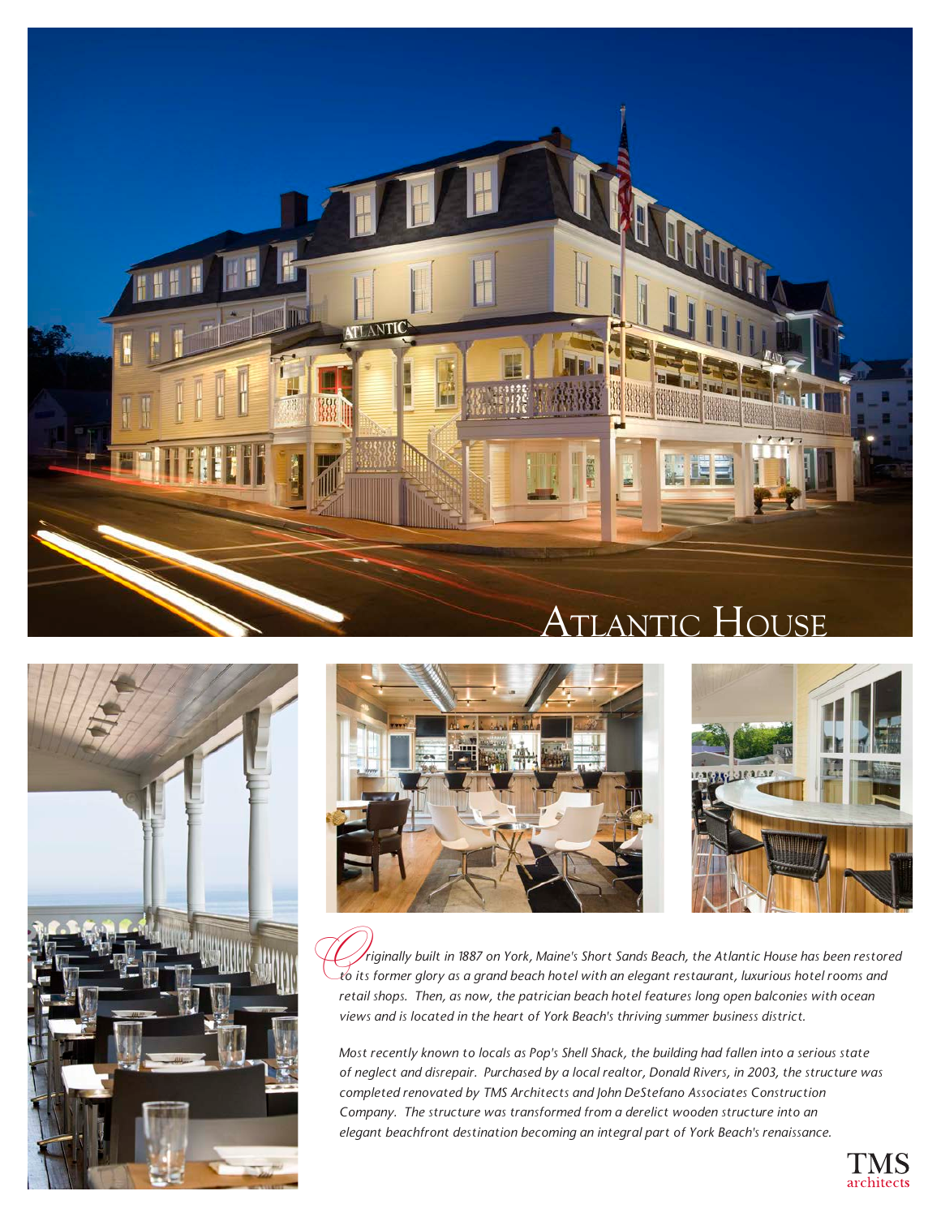# Atlantic House

*Originally built in 1887 on York, Maine's Short Sands Beach, the Atlantic House has been restored to its former glory as a grand beach hotel with an elegant restaurant, luxurious hotel rooms and retail shops. Then, as now, the patrician beach hotel features long open balconies with ocean views and is located in the heart of York Beach's thriving summer business district.*

*Most recently known to locals as Pop's Shell Shack, the building had fallen into a serious state of neglect and disrepair. Purchased by a local realtor, Donald Rivers, in 2003, the structure was completed renovated by TMS Architects and John DeStefano Associates Construction Company. The structure was transformed from a derelict wooden structure into an elegant beachfront destination becoming an integral part of York Beach's renaissance.*

TMS architects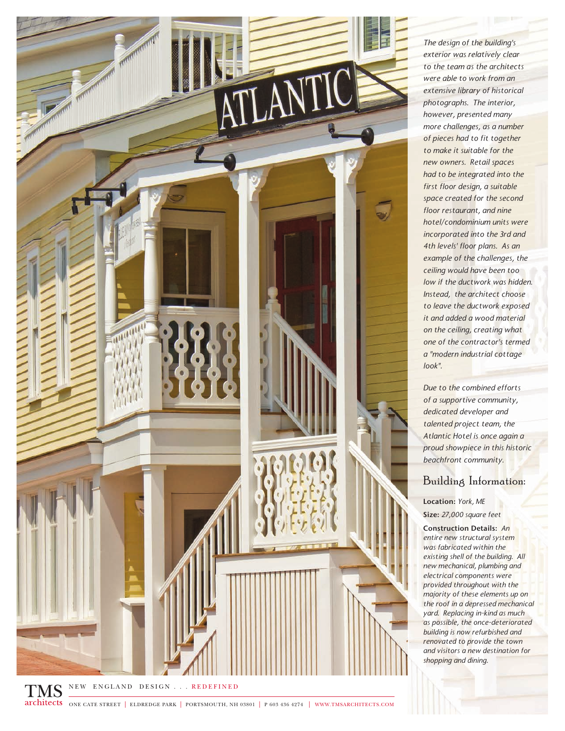*The design of the building's exterior was relatively clear to the team as the architects were able to work from an extensive library of historical photographs. The interior, however, presented many more challenges, as a number of pieces had to fit together to make it suitable for the new owners. Retail spaces had to be integrated into the first floor design, a suitable space created for the second floor restaurant, and nine hotel/condominium units were incorporated into the 3rd and 4th levels' floor plans. As an example of the challenges, the ceiling would have been too low if the ductwork was hidden. Instead, the architect choose to leave the ductwork exposed it and added a wood material on the ceiling, creating what one of the contractor's termed a "modern industrial cottage look".*

*Due to the combined efforts of a supportive community, dedicated developer and talented project team, the Atlantic Hotel is once again a proud showpiece in this historic beachfront community.*

## Building Information:

**Location:** *York, ME*

**Size:** *27,000 square feet*

**Construction Details:** *An entire new structural system was fabricated within the existing shell of the building. All new mechanical, plumbing and electrical components were provided throughout with the majority of these elements up on the roof in a depressed mechanical yard. Replacing in-kind as much as possible, the once-deteriorated building is now refurbished and renovated to provide the town and visitors a new destination for shopping and dining.*

TMS architects NEW ENGLAND DESIGN . . . REDEFINED

ONE CATE STREET | ELDREDGE PARK | PORTSMOUTH, NH 03801 | P 603 436 4274 | WWW.TMSARCHITECTS.COM